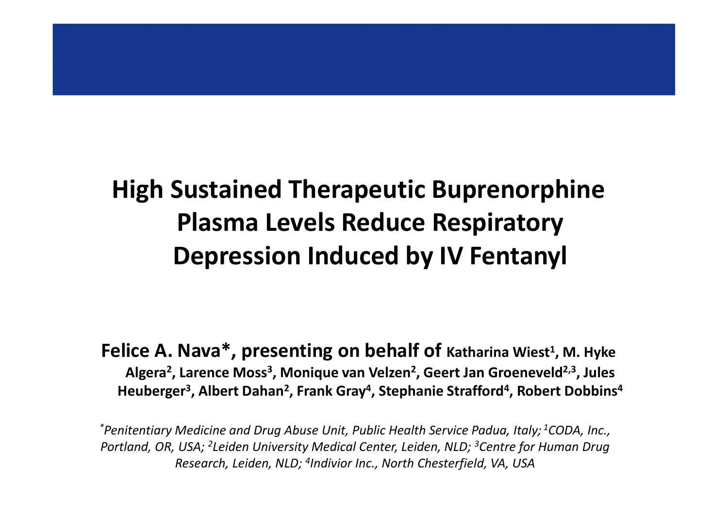# High Sustained Therapeutic Buprenorphine Plasma Levels Reduce Respiratory Depression Induced by IV Fentanyl

**Felice A. Nava*, presenting on behalf of Katharina Wiest[1], M. Hyke Algera[2], Larence Moss[3], Monique van Velzen[2], Geert Jan Groeneveld[2,3], Jules Heuberger[3], Albert Dahan[2], Frank Gray[4], Stephanie Strafford[4], Robert Dobbins[4]**

*[*]Penitentiary Medicine and Drug Abuse Unit, Public Health Service Padua, Italy; [1]CODA, Inc., Portland, OR, USA; [2]Leiden University Medical Center, Leiden, NLD; [3]Centre for Human Drug Research, Leiden, NLD; [4]Indivior Inc., North Chesterfield, VA, USA*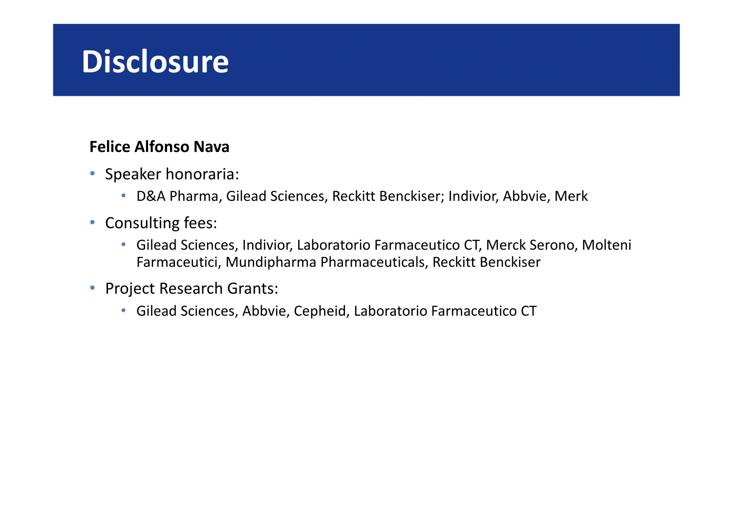# Disclosure

**Felice Alfonso Nava**

- Speaker honoraria:
  - D&A Pharma, Gilead Sciences, Reckitt Benckiser; Indivior, Abbvie, Merk
- Consulting fees:
  - Gilead Sciences, Indivior, Laboratorio Farmaceutico CT, Merck Serono, Molteni Farmaceutici, Mundipharma Pharmaceuticals, Reckitt Benckiser
- Project Research Grants:
  - Gilead Sciences, Abbvie, Cepheid, Laboratorio Farmaceutico CT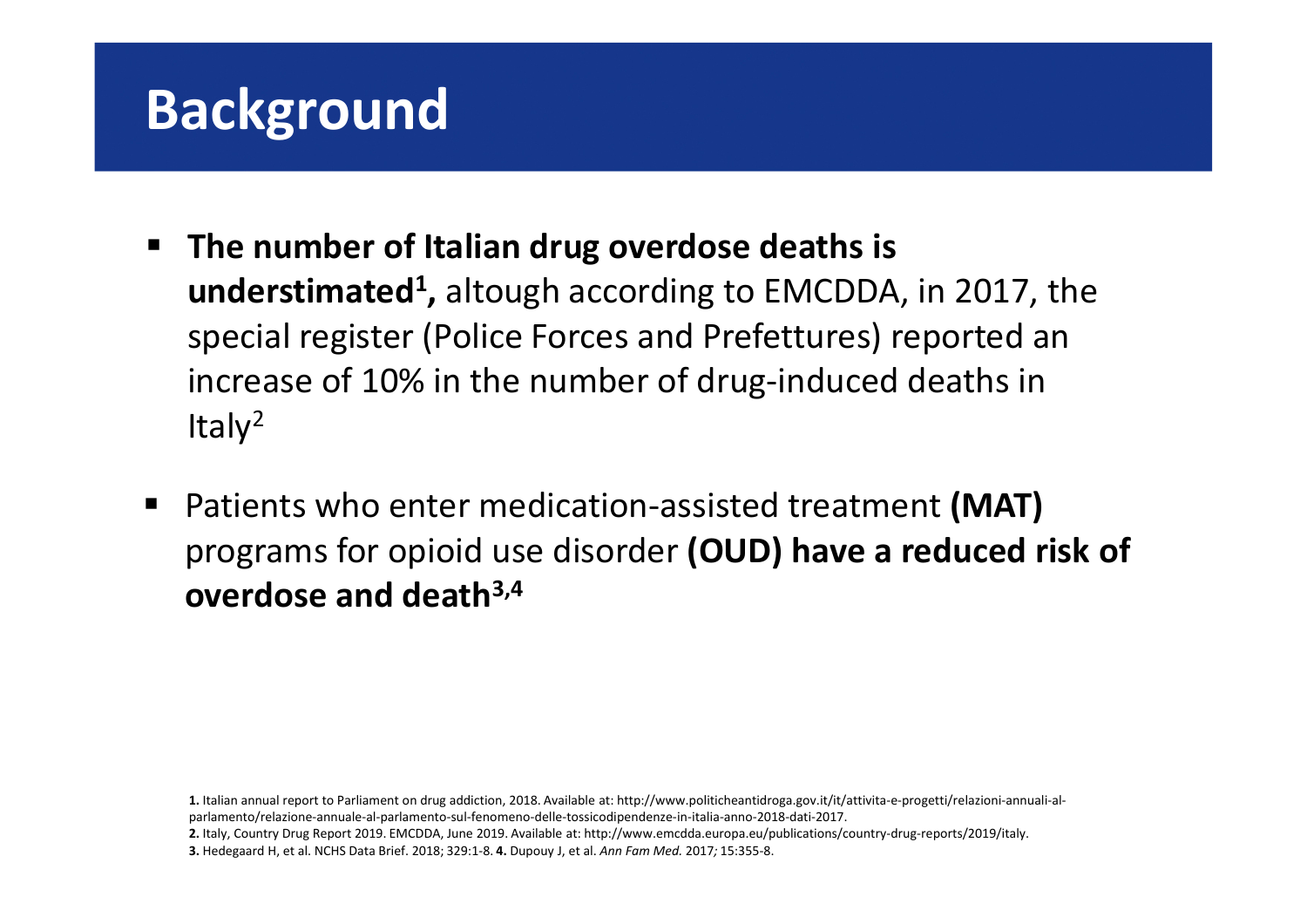# Background

- **The number of Italian drug overdose deaths is understimated[1],** altough according to EMCDDA, in 2017, the special register (Police Forces and Prefettures) reported an increase of 10% in the number of drug-induced deaths in Italy[2]
- Patients who enter medication-assisted treatment **(MAT)** programs for opioid use disorder **(OUD) have a reduced risk of overdose and death[3,4]**

**1.** Italian annual report to Parliament on drug addiction, 2018. Available at: http://www.politicheantidroga.gov.it/it/attivita-e-progetti/relazioni-annuali-al-parlamento/relazione-annuale-al-parlamento-sul-fenomeno-delle-tossicodipendenze-in-italia-anno-2018-dati-2017.
**2.** Italy, Country Drug Report 2019. EMCDDA, June 2019. Available at: http://www.emcdda.europa.eu/publications/country-drug-reports/2019/italy.
**3.** Hedegaard H, et al. NCHS Data Brief. 2018; 329:1-8. **4.** Dupouy J, et al. *Ann Fam Med.* 2017*;* 15:355-8.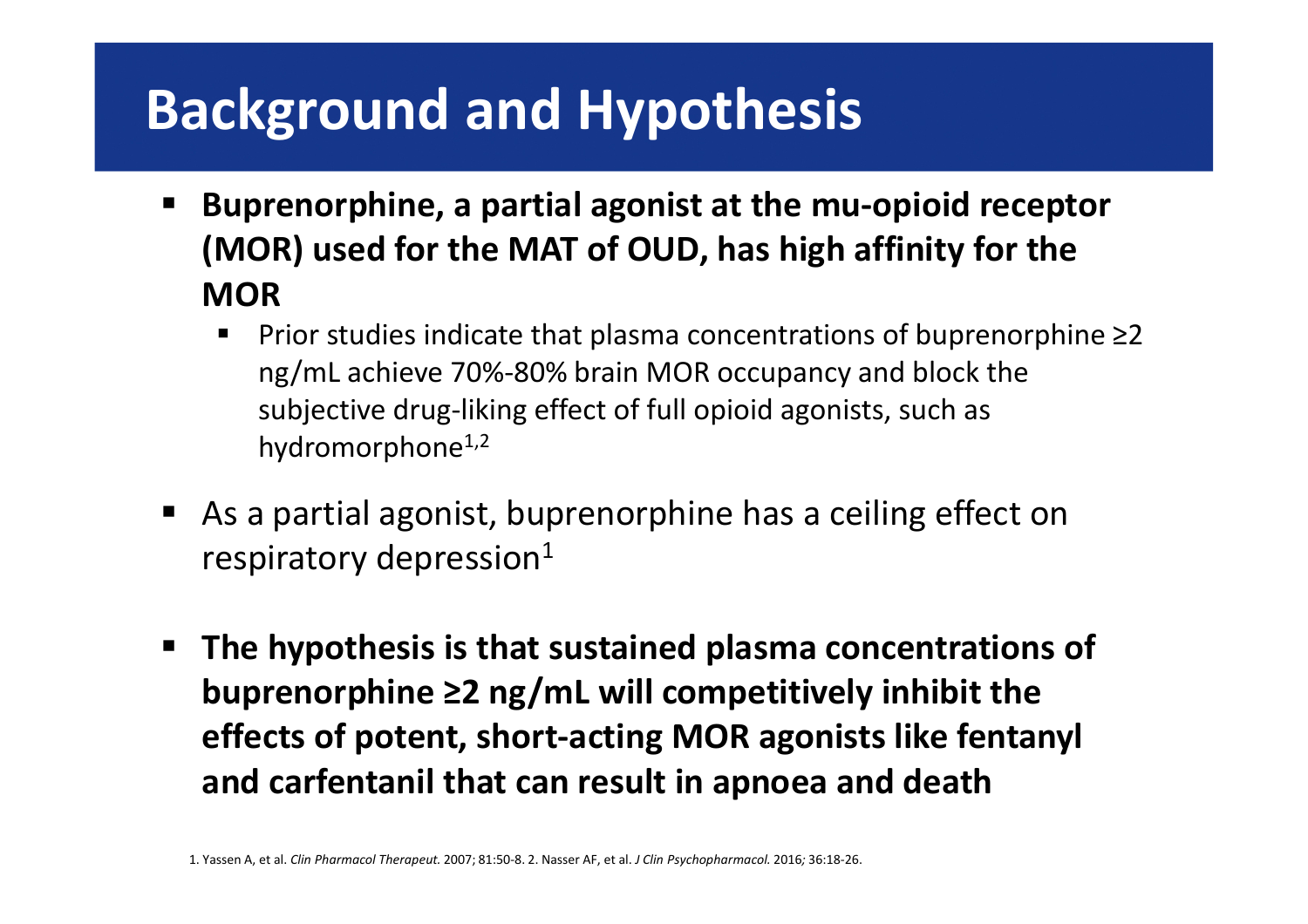# Background and Hypothesis

- **Buprenorphine, a partial agonist at the mu-opioid receptor (MOR) used for the MAT of OUD, has high affinity for the MOR**
  - Prior studies indicate that plasma concentrations of buprenorphine ≥2 ng/mL achieve 70%-80% brain MOR occupancy and block the subjective drug-liking effect of full opioid agonists, such as hydromorphone[1,2]
- As a partial agonist, buprenorphine has a ceiling effect on respiratory depression[1]
- **The hypothesis is that sustained plasma concentrations of buprenorphine ≥2 ng/mL will competitively inhibit the effects of potent, short-acting MOR agonists like fentanyl and carfentanil that can result in apnoea and death**

1. Yassen A, et al. *Clin Pharmacol Therapeut.* 2007; 81:50-8. 2. Nasser AF, et al. *J Clin Psychopharmacol.* 2016*;* 36:18-26.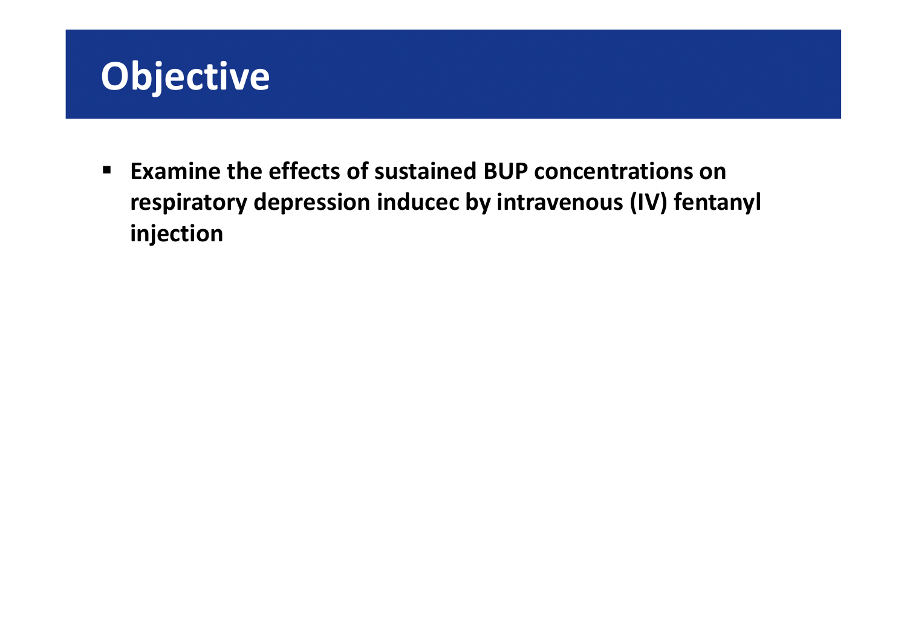# Objective

- **Examine the effects of sustained BUP concentrations on respiratory depression inducec by intravenous (IV) fentanyl injection**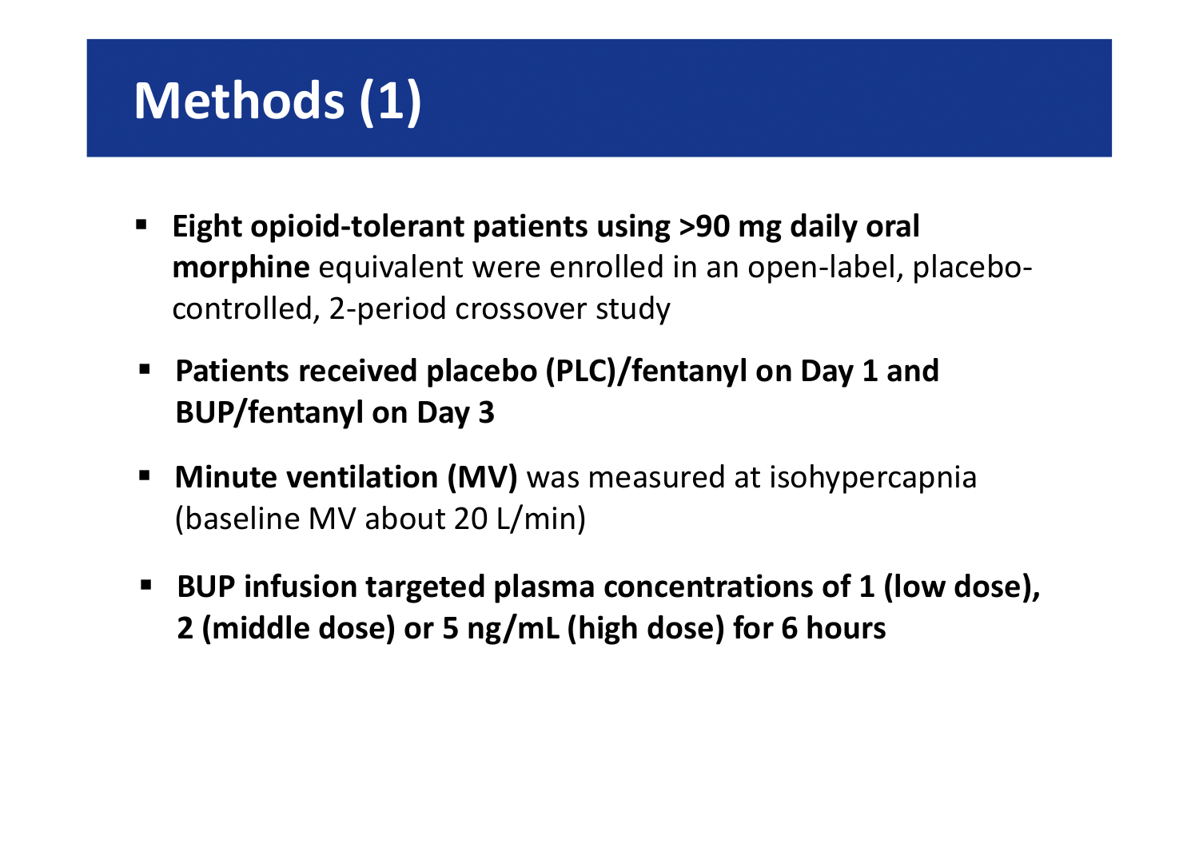# Methods (1)

- **Eight opioid-tolerant patients using >90 mg daily oral morphine** equivalent were enrolled in an open-label, placebo-controlled, 2-period crossover study
- **Patients received placebo (PLC)/fentanyl on Day 1 and BUP/fentanyl on Day 3**
- **Minute ventilation (MV)** was measured at isohypercapnia (baseline MV about 20 L/min)
- **BUP infusion targeted plasma concentrations of 1 (low dose), 2 (middle dose) or 5 ng/mL (high dose) for 6 hours**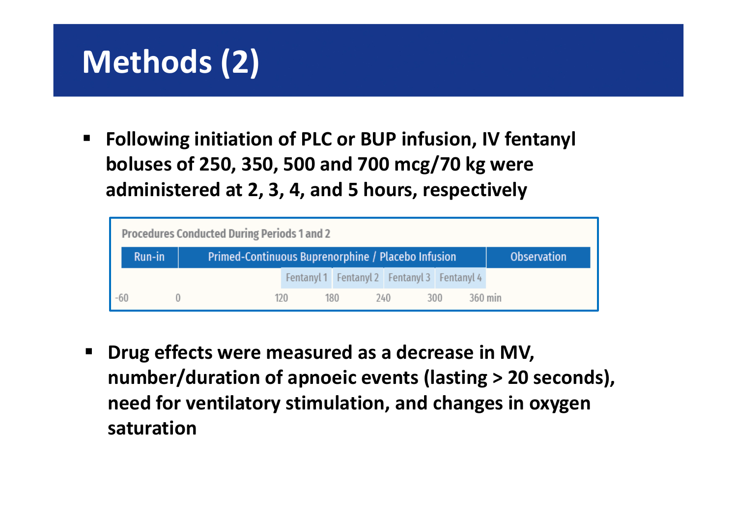# Methods (2)

- **Following initiation of PLC or BUP infusion, IV fentanyl boluses of 250, 350, 500 and 700 mcg/70 kg were administered at 2, 3, 4, and 5 hours, respectively**

**Procedures Conducted During Periods 1 and 2**

| Run-in | Primed-Continuous Buprenorphine / Placebo Infusion | | | | | Observation |
|---|---|---|---|---|---|---|
| | | Fentanyl 1 | Fentanyl 2 | Fentanyl 3 | Fentanyl 4 | |
| -60 | 0 | 120 | 180 | 240 | 300 | 360 min |

- **Drug effects were measured as a decrease in MV, number/duration of apnoeic events (lasting > 20 seconds), need for ventilatory stimulation, and changes in oxygen saturation**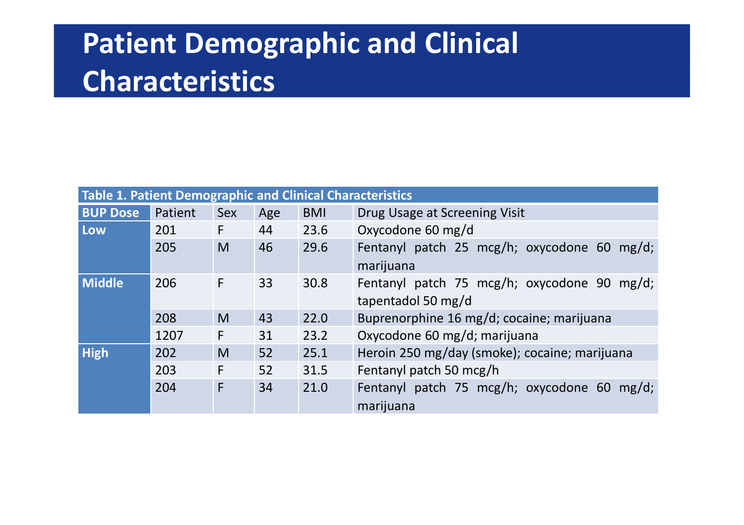# Patient Demographic and Clinical Characteristics

**Table 1. Patient Demographic and Clinical Characteristics**

| BUP Dose | Patient | Sex | Age | BMI | Drug Usage at Screening Visit |
|---|---|---|---|---|---|
| Low | 201 | F | 44 | 23.6 | Oxycodone 60 mg/d |
| | 205 | M | 46 | 29.6 | Fentanyl patch 25 mcg/h; oxycodone 60 mg/d; marijuana |
| Middle | 206 | F | 33 | 30.8 | Fentanyl patch 75 mcg/h; oxycodone 90 mg/d; tapentadol 50 mg/d |
| | 208 | M | 43 | 22.0 | Buprenorphine 16 mg/d; cocaine; marijuana |
| | 1207 | F | 31 | 23.2 | Oxycodone 60 mg/d; marijuana |
| High | 202 | M | 52 | 25.1 | Heroin 250 mg/day (smoke); cocaine; marijuana |
| | 203 | F | 52 | 31.5 | Fentanyl patch 50 mcg/h |
| | 204 | F | 34 | 21.0 | Fentanyl patch 75 mcg/h; oxycodone 60 mg/d; marijuana |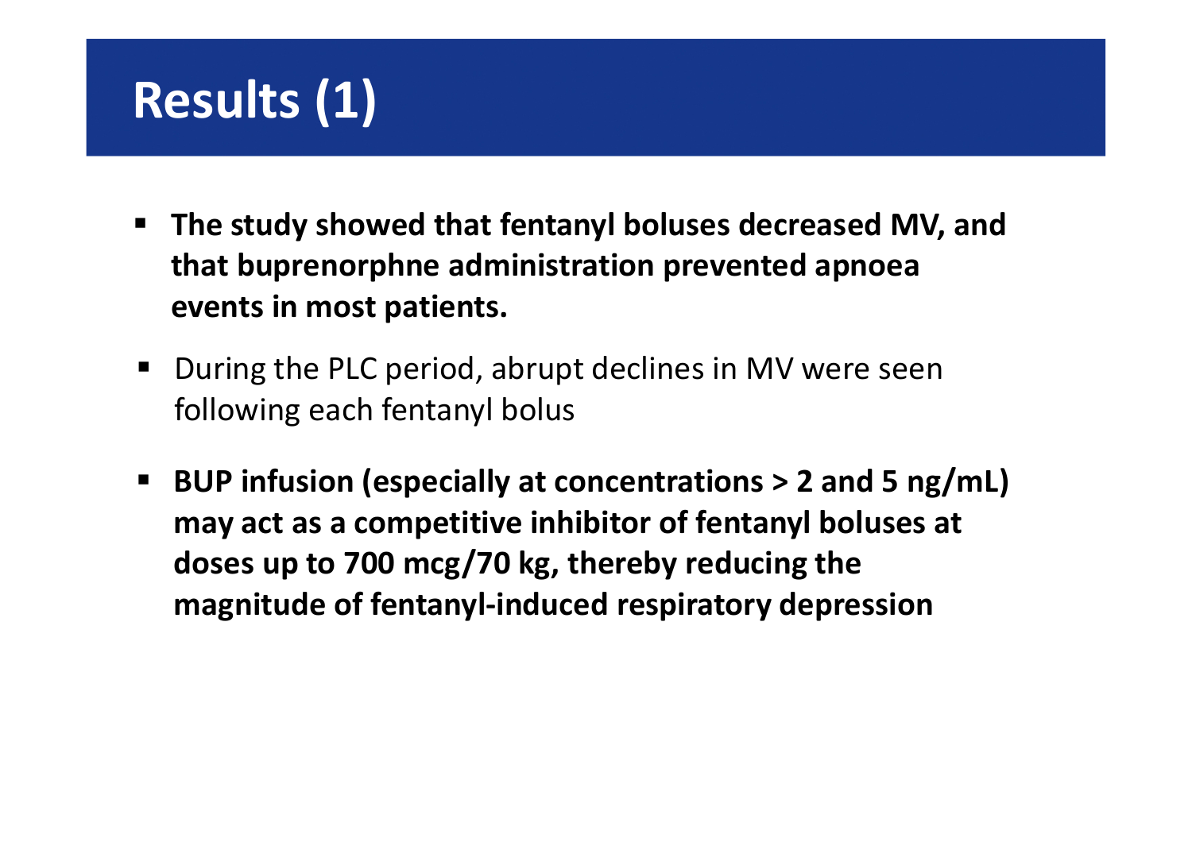# Results (1)

- **The study showed that fentanyl boluses decreased MV, and that buprenorphne administration prevented apnoea events in most patients.**
- During the PLC period, abrupt declines in MV were seen following each fentanyl bolus
- **BUP infusion (especially at concentrations > 2 and 5 ng/mL) may act as a competitive inhibitor of fentanyl boluses at doses up to 700 mcg/70 kg, thereby reducing the magnitude of fentanyl-induced respiratory depression**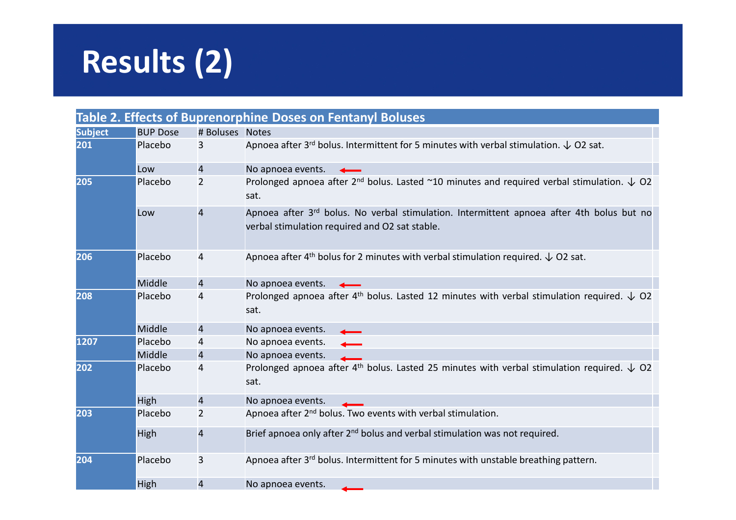# Results (2)

**Table 2. Effects of Buprenorphine Doses on Fentanyl Boluses**

| Subject | BUP Dose | # Boluses | Notes |
|---|---|---|---|
| 201 | Placebo | 3 | Apnoea after 3rd bolus. Intermittent for 5 minutes with verbal stimulation. ↓ O2 sat. |
| | Low | 4 | No apnoea events. ← |
| 205 | Placebo | 2 | Prolonged apnoea after 2nd bolus. Lasted ~10 minutes and required verbal stimulation. ↓ O2 sat. |
| | Low | 4 | Apnoea after 3rd bolus. No verbal stimulation. Intermittent apnoea after 4th bolus but no verbal stimulation required and O2 sat stable. |
| 206 | Placebo | 4 | Apnoea after 4th bolus for 2 minutes with verbal stimulation required. ↓ O2 sat. |
| | Middle | 4 | No apnoea events. ← |
| 208 | Placebo | 4 | Prolonged apnoea after 4th bolus. Lasted 12 minutes with verbal stimulation required. ↓ O2 sat. |
| | Middle | 4 | No apnoea events. ← |
| 1207 | Placebo | 4 | No apnoea events. ← |
| | Middle | 4 | No apnoea events. ← |
| 202 | Placebo | 4 | Prolonged apnoea after 4th bolus. Lasted 25 minutes with verbal stimulation required. ↓ O2 sat. |
| | High | 4 | No apnoea events. ← |
| 203 | Placebo | 2 | Apnoea after 2nd bolus. Two events with verbal stimulation. |
| | High | 4 | Brief apnoea only after 2nd bolus and verbal stimulation was not required. |
| 204 | Placebo | 3 | Apnoea after 3rd bolus. Intermittent for 5 minutes with unstable breathing pattern. |
| | High | 4 | No apnoea events. ← |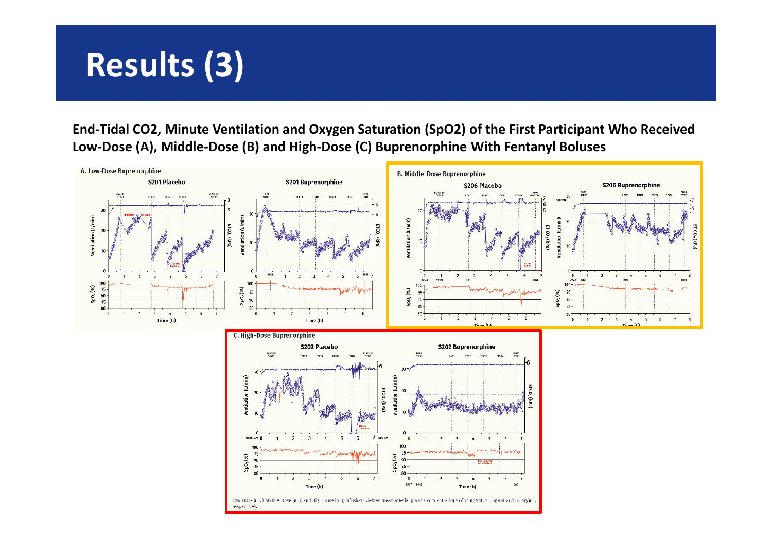# Results (3)

**End-Tidal CO2, Minute Ventilation and Oxygen Saturation (SpO2) of the First Participant Who Received Low-Dose (A), Middle-Dose (B) and High-Dose (C) Buprenorphine With Fentanyl Boluses**

A. Low-Dose Buprenorphine

B. Middle-Dose Buprenorphine

C. High-Dose Buprenorphine

Low Dose (n=2), Middle Dose (n=3) and High Dose (n=3) infusions yielded mean arterial plasma concentrations of 1.1 ng/mL, 2.3 ng/mL and 6.1 ng/mL, respectively.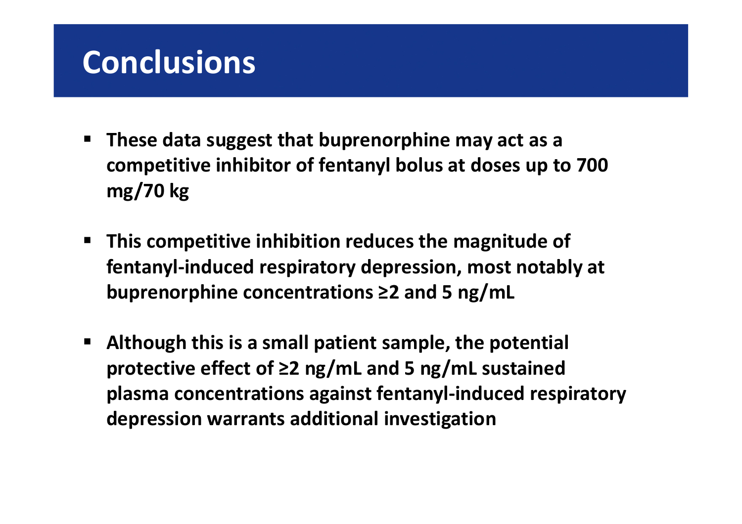# Conclusions

- **These data suggest that buprenorphine may act as a competitive inhibitor of fentanyl bolus at doses up to 700 mg/70 kg**
- **This competitive inhibition reduces the magnitude of fentanyl-induced respiratory depression, most notably at buprenorphine concentrations ≥2 and 5 ng/mL**
- **Although this is a small patient sample, the potential protective effect of ≥2 ng/mL and 5 ng/mL sustained plasma concentrations against fentanyl-induced respiratory depression warrants additional investigation**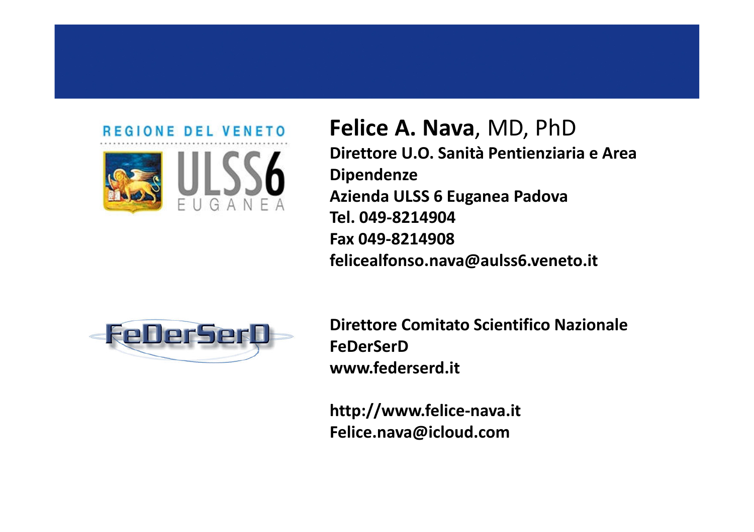**Felice A. Nava**, MD, PhD

**Direttore U.O. Sanità Pentienziaria e Area Dipendenze**
**Azienda ULSS 6 Euganea Padova**
**Tel. 049-8214904**
**Fax 049-8214908**
**felicealfonso.nava@aulss6.veneto.it**

**Direttore Comitato Scientifico Nazionale FeDerSerD**
**www.federserd.it**

**http://www.felice-nava.it**
**Felice.nava@icloud.com**